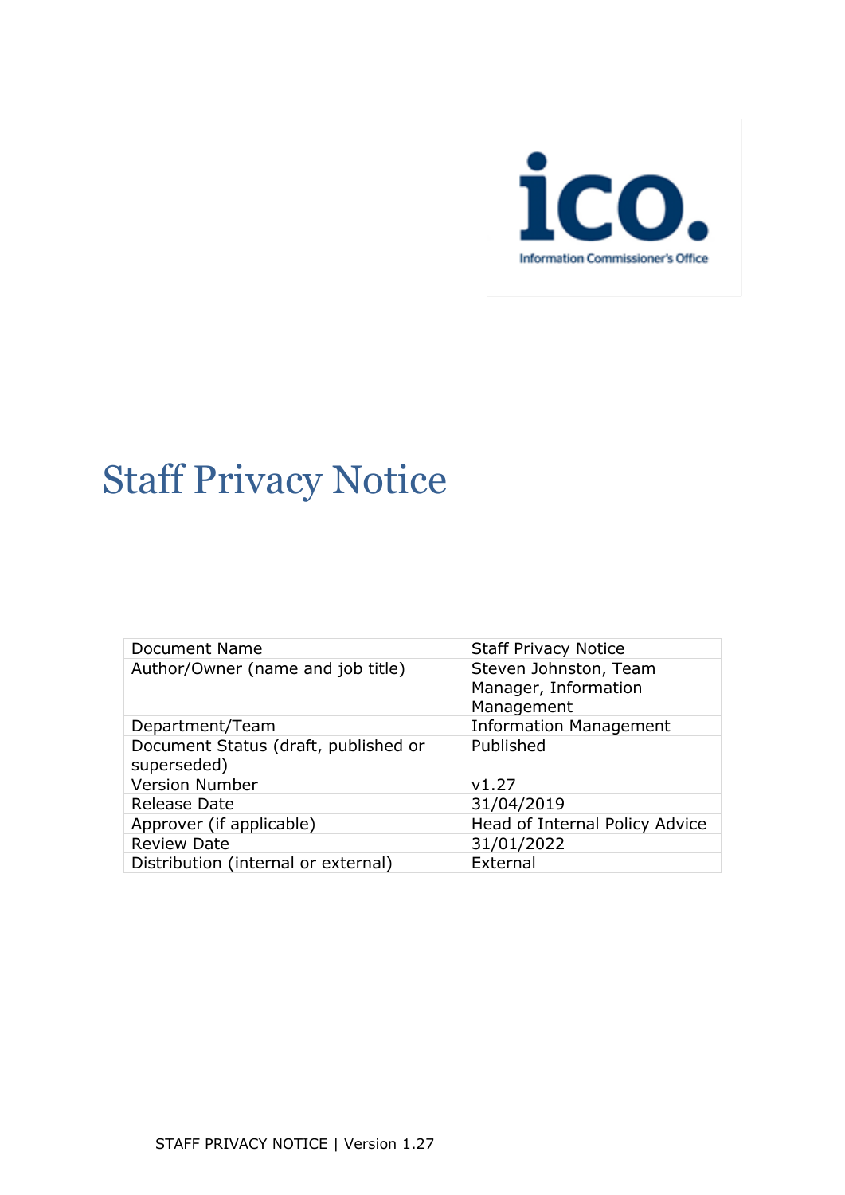ico.
Information Commissioner's Office

# Staff Privacy Notice

| Document Name | Staff Privacy Notice |
|---|---|
| Author/Owner (name and job title) | Steven Johnston, Team Manager, Information Management |
| Department/Team | Information Management |
| Document Status (draft, published or superseded) | Published |
| Version Number | v1.27 |
| Release Date | 31/04/2019 |
| Approver (if applicable) | Head of Internal Policy Advice |
| Review Date | 31/01/2022 |
| Distribution (internal or external) | External |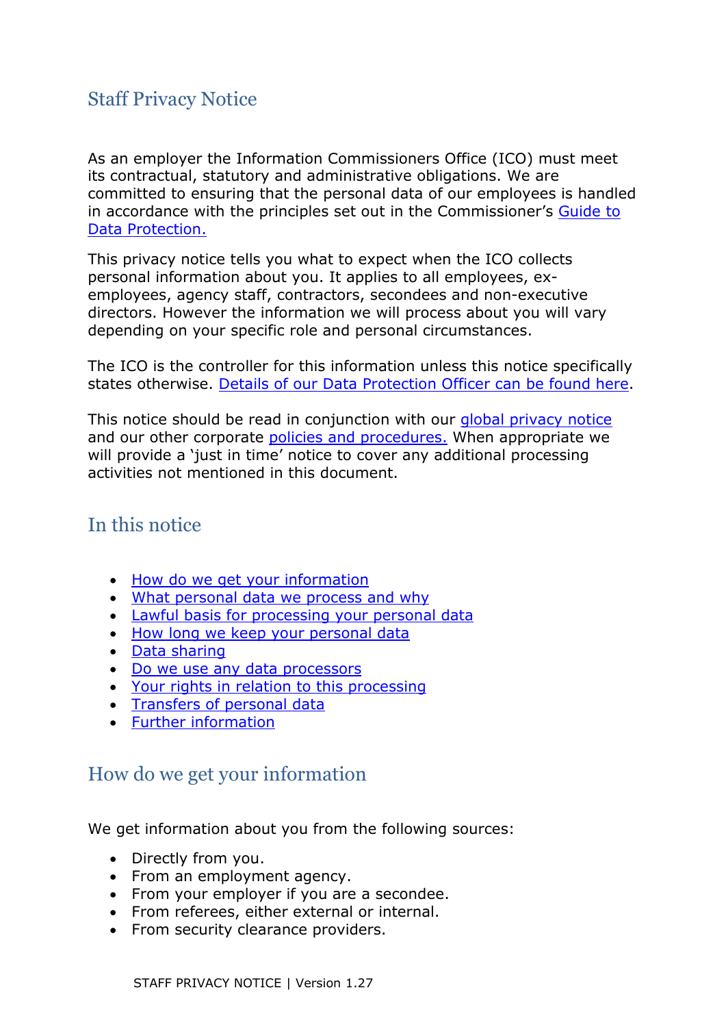## Staff Privacy Notice

As an employer the Information Commissioners Office (ICO) must meet its contractual, statutory and administrative obligations. We are committed to ensuring that the personal data of our employees is handled in accordance with the principles set out in the Commissioner's Guide to Data Protection.

This privacy notice tells you what to expect when the ICO collects personal information about you. It applies to all employees, ex-employees, agency staff, contractors, secondees and non-executive directors. However the information we will process about you will vary depending on your specific role and personal circumstances.

The ICO is the controller for this information unless this notice specifically states otherwise. Details of our Data Protection Officer can be found here.

This notice should be read in conjunction with our global privacy notice and our other corporate policies and procedures. When appropriate we will provide a 'just in time' notice to cover any additional processing activities not mentioned in this document.

## In this notice

- How do we get your information
- What personal data we process and why
- Lawful basis for processing your personal data
- How long we keep your personal data
- Data sharing
- Do we use any data processors
- Your rights in relation to this processing
- Transfers of personal data
- Further information

## How do we get your information

We get information about you from the following sources:

- Directly from you.
- From an employment agency.
- From your employer if you are a secondee.
- From referees, either external or internal.
- From security clearance providers.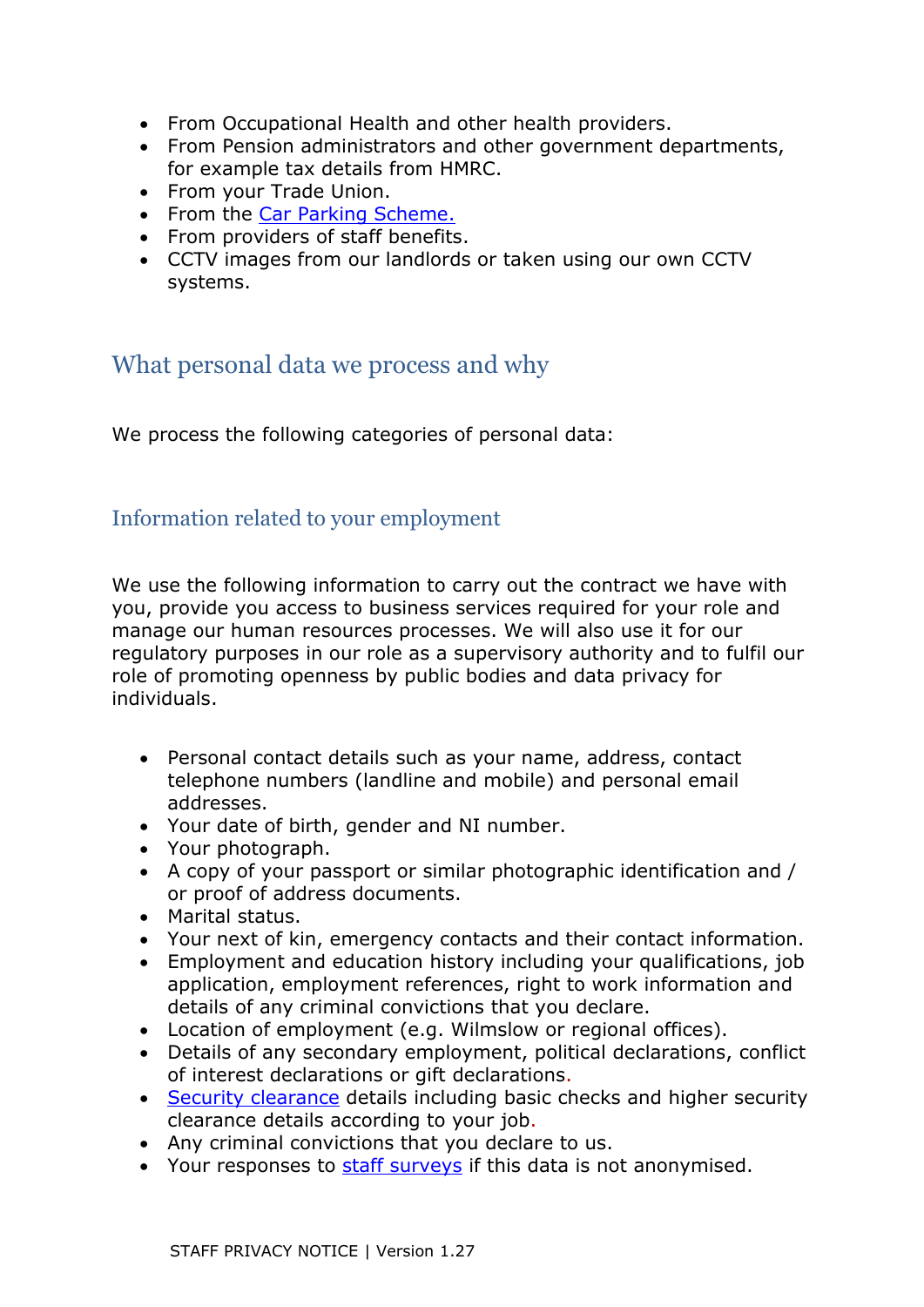- From Occupational Health and other health providers.
- From Pension administrators and other government departments, for example tax details from HMRC.
- From your Trade Union.
- From the Car Parking Scheme.
- From providers of staff benefits.
- CCTV images from our landlords or taken using our own CCTV systems.

## What personal data we process and why

We process the following categories of personal data:

### Information related to your employment

We use the following information to carry out the contract we have with you, provide you access to business services required for your role and manage our human resources processes. We will also use it for our regulatory purposes in our role as a supervisory authority and to fulfil our role of promoting openness by public bodies and data privacy for individuals.

- Personal contact details such as your name, address, contact telephone numbers (landline and mobile) and personal email addresses.
- Your date of birth, gender and NI number.
- Your photograph.
- A copy of your passport or similar photographic identification and / or proof of address documents.
- Marital status.
- Your next of kin, emergency contacts and their contact information.
- Employment and education history including your qualifications, job application, employment references, right to work information and details of any criminal convictions that you declare.
- Location of employment (e.g. Wilmslow or regional offices).
- Details of any secondary employment, political declarations, conflict of interest declarations or gift declarations.
- Security clearance details including basic checks and higher security clearance details according to your job.
- Any criminal convictions that you declare to us.
- Your responses to staff surveys if this data is not anonymised.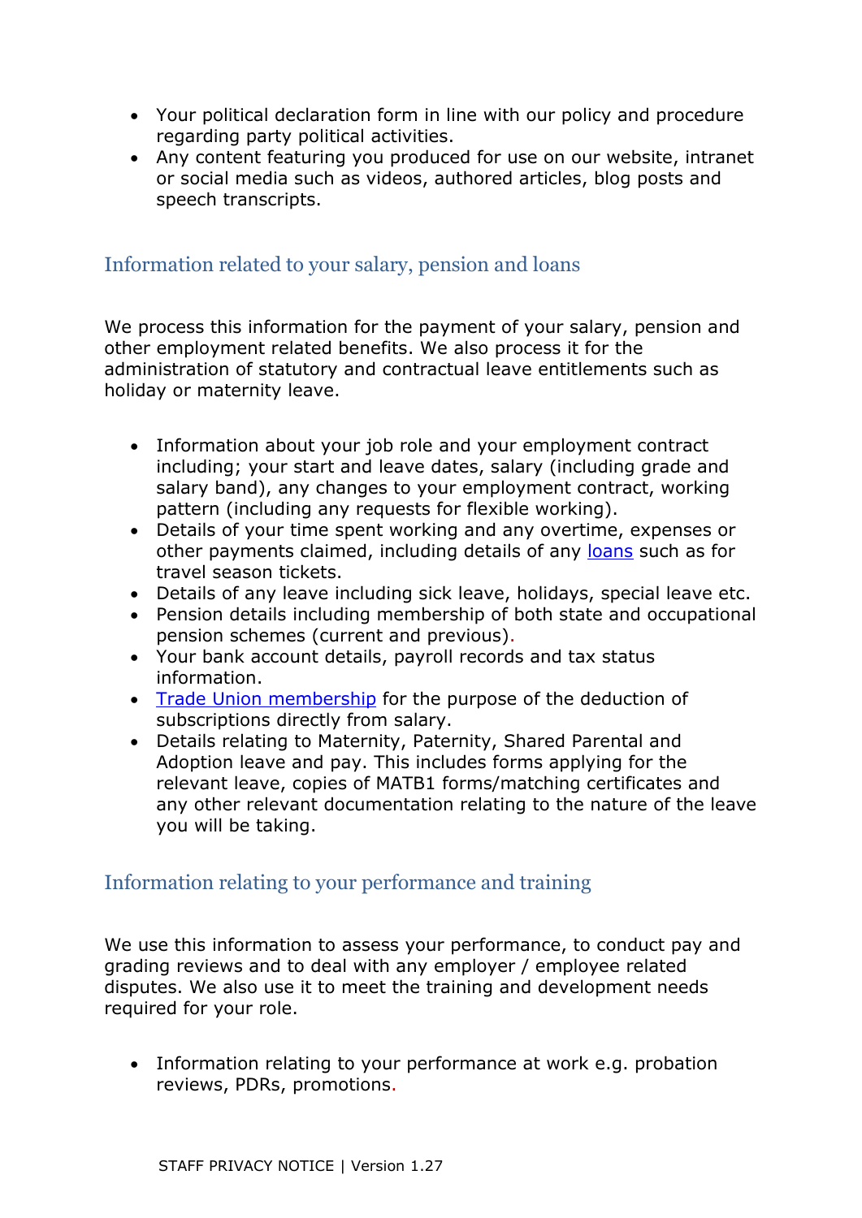- Your political declaration form in line with our policy and procedure regarding party political activities.
- Any content featuring you produced for use on our website, intranet or social media such as videos, authored articles, blog posts and speech transcripts.

## Information related to your salary, pension and loans

We process this information for the payment of your salary, pension and other employment related benefits. We also process it for the administration of statutory and contractual leave entitlements such as holiday or maternity leave.

- Information about your job role and your employment contract including; your start and leave dates, salary (including grade and salary band), any changes to your employment contract, working pattern (including any requests for flexible working).
- Details of your time spent working and any overtime, expenses or other payments claimed, including details of any loans such as for travel season tickets.
- Details of any leave including sick leave, holidays, special leave etc.
- Pension details including membership of both state and occupational pension schemes (current and previous).
- Your bank account details, payroll records and tax status information.
- Trade Union membership for the purpose of the deduction of subscriptions directly from salary.
- Details relating to Maternity, Paternity, Shared Parental and Adoption leave and pay. This includes forms applying for the relevant leave, copies of MATB1 forms/matching certificates and any other relevant documentation relating to the nature of the leave you will be taking.

## Information relating to your performance and training

We use this information to assess your performance, to conduct pay and grading reviews and to deal with any employer / employee related disputes. We also use it to meet the training and development needs required for your role.

- Information relating to your performance at work e.g. probation reviews, PDRs, promotions.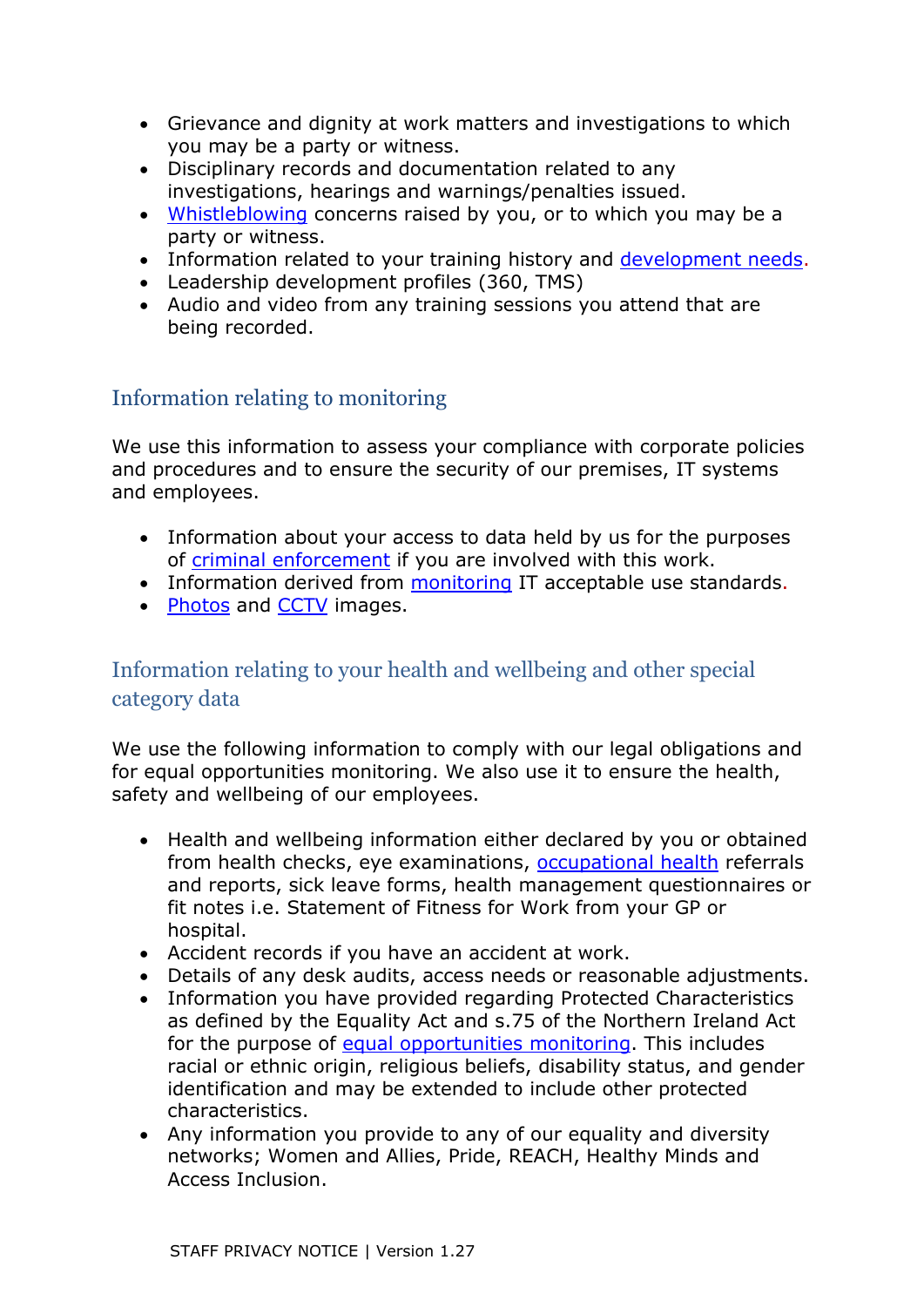- Grievance and dignity at work matters and investigations to which you may be a party or witness.
- Disciplinary records and documentation related to any investigations, hearings and warnings/penalties issued.
- Whistleblowing concerns raised by you, or to which you may be a party or witness.
- Information related to your training history and development needs.
- Leadership development profiles (360, TMS)
- Audio and video from any training sessions you attend that are being recorded.

## Information relating to monitoring

We use this information to assess your compliance with corporate policies and procedures and to ensure the security of our premises, IT systems and employees.

- Information about your access to data held by us for the purposes of criminal enforcement if you are involved with this work.
- Information derived from monitoring IT acceptable use standards.
- Photos and CCTV images.

## Information relating to your health and wellbeing and other special category data

We use the following information to comply with our legal obligations and for equal opportunities monitoring. We also use it to ensure the health, safety and wellbeing of our employees.

- Health and wellbeing information either declared by you or obtained from health checks, eye examinations, occupational health referrals and reports, sick leave forms, health management questionnaires or fit notes i.e. Statement of Fitness for Work from your GP or hospital.
- Accident records if you have an accident at work.
- Details of any desk audits, access needs or reasonable adjustments.
- Information you have provided regarding Protected Characteristics as defined by the Equality Act and s.75 of the Northern Ireland Act for the purpose of equal opportunities monitoring. This includes racial or ethnic origin, religious beliefs, disability status, and gender identification and may be extended to include other protected characteristics.
- Any information you provide to any of our equality and diversity networks; Women and Allies, Pride, REACH, Healthy Minds and Access Inclusion.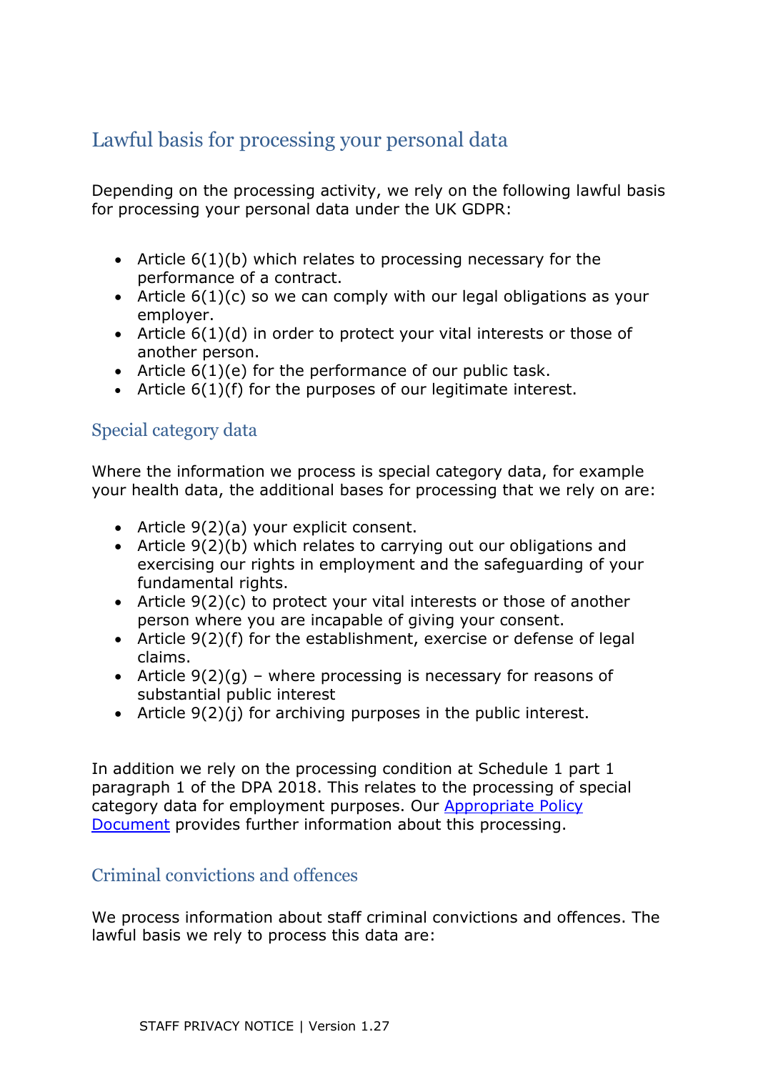## Lawful basis for processing your personal data

Depending on the processing activity, we rely on the following lawful basis for processing your personal data under the UK GDPR:

- Article 6(1)(b) which relates to processing necessary for the performance of a contract.
- Article 6(1)(c) so we can comply with our legal obligations as your employer.
- Article 6(1)(d) in order to protect your vital interests or those of another person.
- Article 6(1)(e) for the performance of our public task.
- Article 6(1)(f) for the purposes of our legitimate interest.

### Special category data

Where the information we process is special category data, for example your health data, the additional bases for processing that we rely on are:

- Article 9(2)(a) your explicit consent.
- Article 9(2)(b) which relates to carrying out our obligations and exercising our rights in employment and the safeguarding of your fundamental rights.
- Article 9(2)(c) to protect your vital interests or those of another person where you are incapable of giving your consent.
- Article 9(2)(f) for the establishment, exercise or defense of legal claims.
- Article 9(2)(g) – where processing is necessary for reasons of substantial public interest
- Article 9(2)(j) for archiving purposes in the public interest.

In addition we rely on the processing condition at Schedule 1 part 1 paragraph 1 of the DPA 2018. This relates to the processing of special category data for employment purposes. Our [Appropriate Policy Document] provides further information about this processing.

### Criminal convictions and offences

We process information about staff criminal convictions and offences. The lawful basis we rely to process this data are: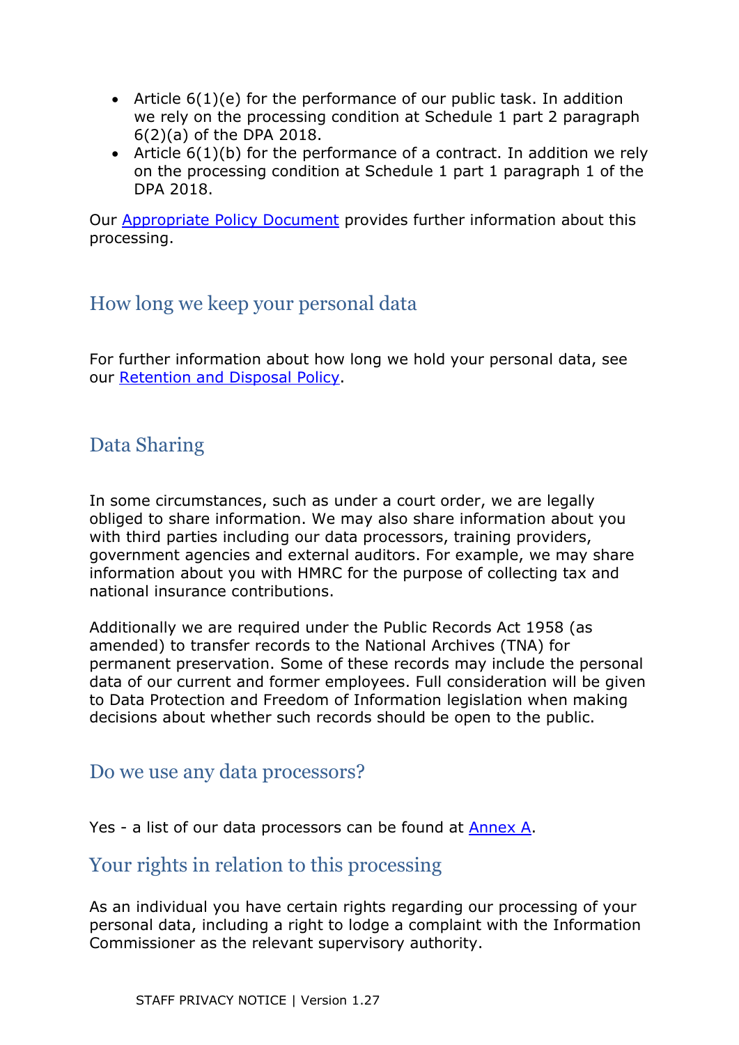- Article 6(1)(e) for the performance of our public task. In addition we rely on the processing condition at Schedule 1 part 2 paragraph 6(2)(a) of the DPA 2018.
- Article 6(1)(b) for the performance of a contract. In addition we rely on the processing condition at Schedule 1 part 1 paragraph 1 of the DPA 2018.

Our [Appropriate Policy Document] provides further information about this processing.

## How long we keep your personal data

For further information about how long we hold your personal data, see our [Retention and Disposal Policy].

## Data Sharing

In some circumstances, such as under a court order, we are legally obliged to share information. We may also share information about you with third parties including our data processors, training providers, government agencies and external auditors. For example, we may share information about you with HMRC for the purpose of collecting tax and national insurance contributions.

Additionally we are required under the Public Records Act 1958 (as amended) to transfer records to the National Archives (TNA) for permanent preservation. Some of these records may include the personal data of our current and former employees. Full consideration will be given to Data Protection and Freedom of Information legislation when making decisions about whether such records should be open to the public.

## Do we use any data processors?

Yes - a list of our data processors can be found at [Annex A].

## Your rights in relation to this processing

As an individual you have certain rights regarding our processing of your personal data, including a right to lodge a complaint with the Information Commissioner as the relevant supervisory authority.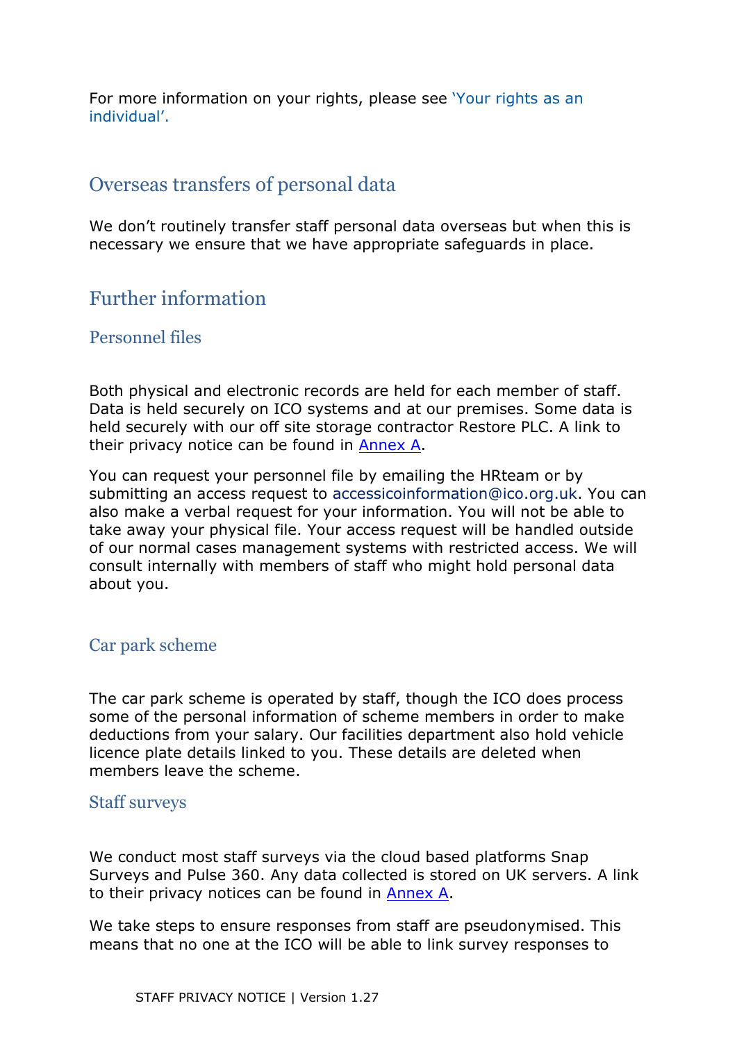For more information on your rights, please see 'Your rights as an individual'.

## Overseas transfers of personal data

We don't routinely transfer staff personal data overseas but when this is necessary we ensure that we have appropriate safeguards in place.

## Further information

### Personnel files

Both physical and electronic records are held for each member of staff. Data is held securely on ICO systems and at our premises. Some data is held securely with our off site storage contractor Restore PLC. A link to their privacy notice can be found in [Annex A](#).

You can request your personnel file by emailing the HRteam or by submitting an access request to accessicoinformation@ico.org.uk. You can also make a verbal request for your information. You will not be able to take away your physical file. Your access request will be handled outside of our normal cases management systems with restricted access. We will consult internally with members of staff who might hold personal data about you.

### Car park scheme

The car park scheme is operated by staff, though the ICO does process some of the personal information of scheme members in order to make deductions from your salary. Our facilities department also hold vehicle licence plate details linked to you. These details are deleted when members leave the scheme.

### Staff surveys

We conduct most staff surveys via the cloud based platforms Snap Surveys and Pulse 360. Any data collected is stored on UK servers. A link to their privacy notices can be found in [Annex A](#).

We take steps to ensure responses from staff are pseudonymised. This means that no one at the ICO will be able to link survey responses to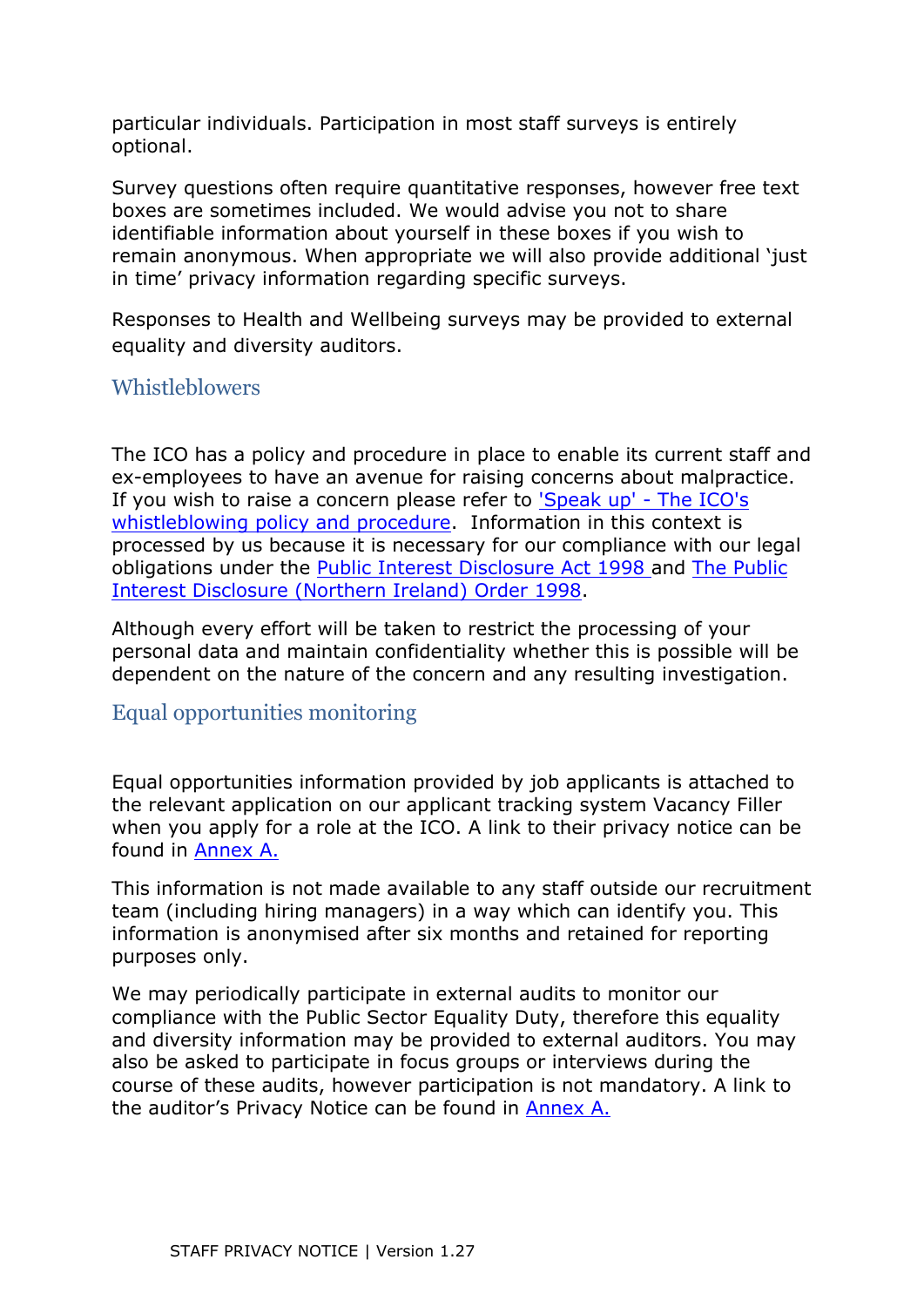particular individuals. Participation in most staff surveys is entirely optional.

Survey questions often require quantitative responses, however free text boxes are sometimes included. We would advise you not to share identifiable information about yourself in these boxes if you wish to remain anonymous. When appropriate we will also provide additional 'just in time' privacy information regarding specific surveys.

Responses to Health and Wellbeing surveys may be provided to external equality and diversity auditors.

## Whistleblowers

The ICO has a policy and procedure in place to enable its current staff and ex-employees to have an avenue for raising concerns about malpractice. If you wish to raise a concern please refer to 'Speak up' - The ICO's whistleblowing policy and procedure. Information in this context is processed by us because it is necessary for our compliance with our legal obligations under the Public Interest Disclosure Act 1998 and The Public Interest Disclosure (Northern Ireland) Order 1998.

Although every effort will be taken to restrict the processing of your personal data and maintain confidentiality whether this is possible will be dependent on the nature of the concern and any resulting investigation.

## Equal opportunities monitoring

Equal opportunities information provided by job applicants is attached to the relevant application on our applicant tracking system Vacancy Filler when you apply for a role at the ICO. A link to their privacy notice can be found in Annex A.

This information is not made available to any staff outside our recruitment team (including hiring managers) in a way which can identify you. This information is anonymised after six months and retained for reporting purposes only.

We may periodically participate in external audits to monitor our compliance with the Public Sector Equality Duty, therefore this equality and diversity information may be provided to external auditors. You may also be asked to participate in focus groups or interviews during the course of these audits, however participation is not mandatory. A link to the auditor's Privacy Notice can be found in Annex A.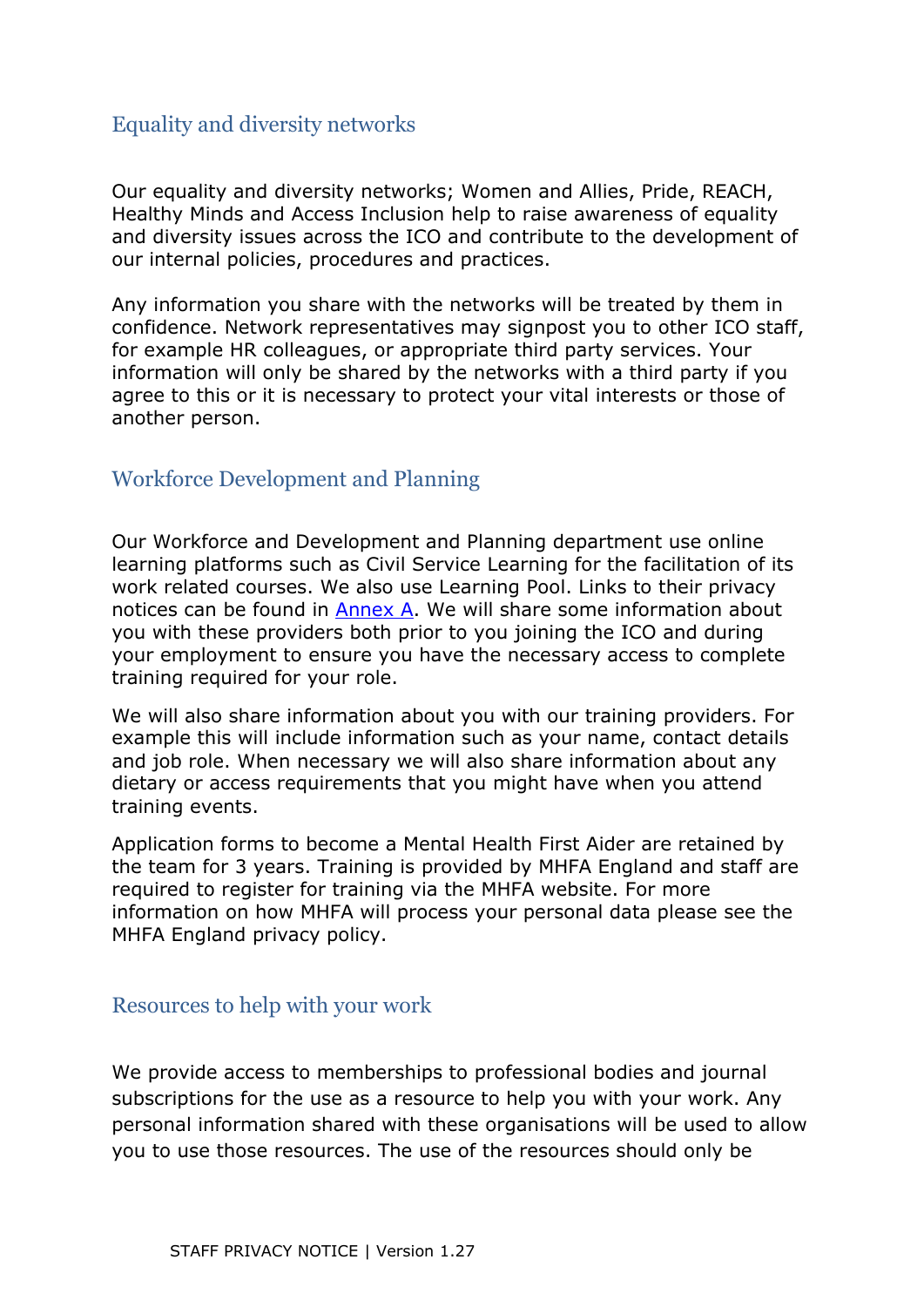## Equality and diversity networks

Our equality and diversity networks; Women and Allies, Pride, REACH, Healthy Minds and Access Inclusion help to raise awareness of equality and diversity issues across the ICO and contribute to the development of our internal policies, procedures and practices.

Any information you share with the networks will be treated by them in confidence. Network representatives may signpost you to other ICO staff, for example HR colleagues, or appropriate third party services. Your information will only be shared by the networks with a third party if you agree to this or it is necessary to protect your vital interests or those of another person.

## Workforce Development and Planning

Our Workforce and Development and Planning department use online learning platforms such as Civil Service Learning for the facilitation of its work related courses. We also use Learning Pool. Links to their privacy notices can be found in Annex A. We will share some information about you with these providers both prior to you joining the ICO and during your employment to ensure you have the necessary access to complete training required for your role.

We will also share information about you with our training providers. For example this will include information such as your name, contact details and job role. When necessary we will also share information about any dietary or access requirements that you might have when you attend training events.

Application forms to become a Mental Health First Aider are retained by the team for 3 years. Training is provided by MHFA England and staff are required to register for training via the MHFA website. For more information on how MHFA will process your personal data please see the MHFA England privacy policy.

## Resources to help with your work

We provide access to memberships to professional bodies and journal subscriptions for the use as a resource to help you with your work. Any personal information shared with these organisations will be used to allow you to use those resources. The use of the resources should only be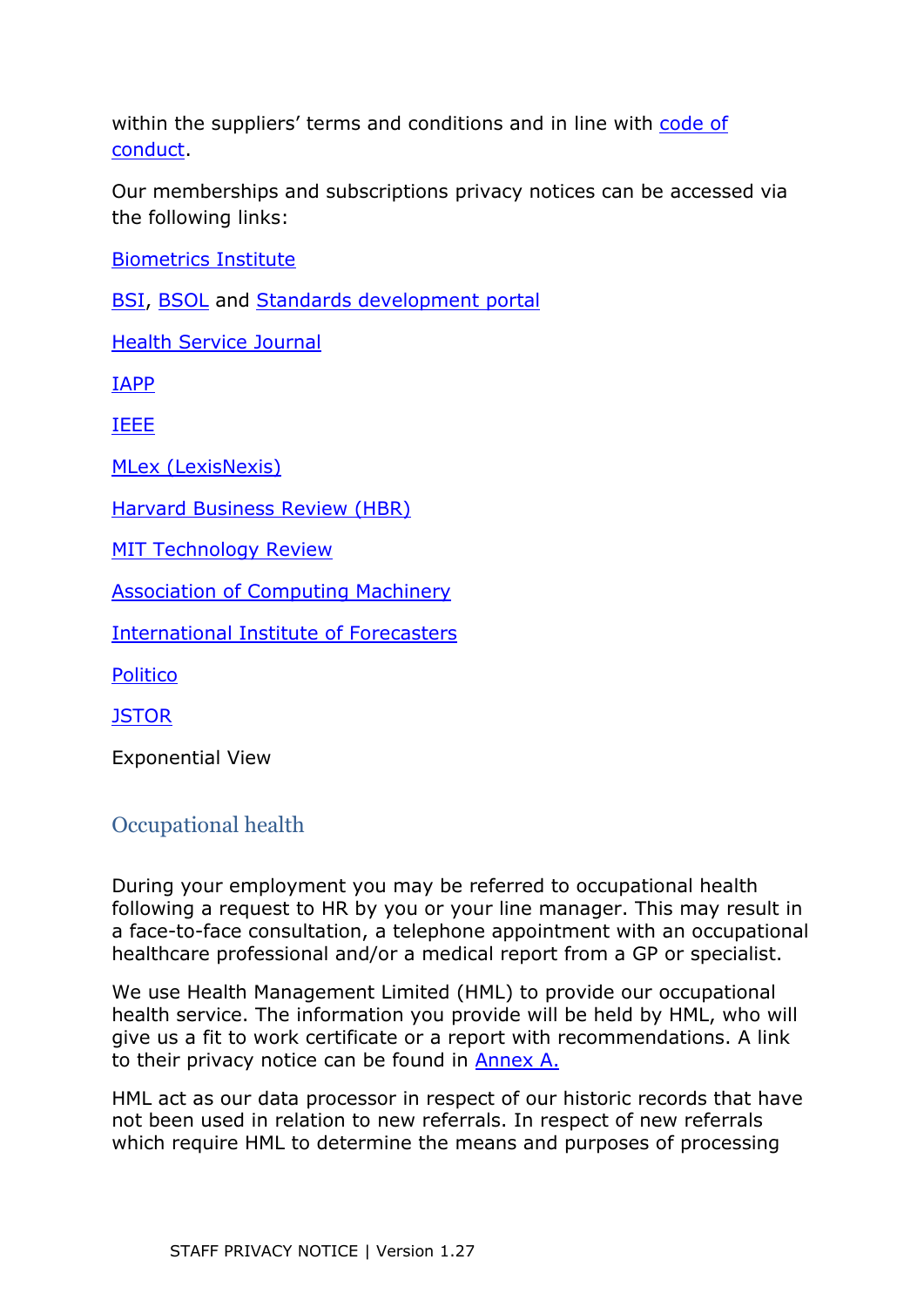within the suppliers' terms and conditions and in line with code of conduct.

Our memberships and subscriptions privacy notices can be accessed via the following links:

Biometrics Institute

BSI, BSOL and Standards development portal

Health Service Journal

IAPP

IEEE

MLex (LexisNexis)

Harvard Business Review (HBR)

MIT Technology Review

Association of Computing Machinery

International Institute of Forecasters

Politico

JSTOR

Exponential View

## Occupational health

During your employment you may be referred to occupational health following a request to HR by you or your line manager. This may result in a face-to-face consultation, a telephone appointment with an occupational healthcare professional and/or a medical report from a GP or specialist.

We use Health Management Limited (HML) to provide our occupational health service. The information you provide will be held by HML, who will give us a fit to work certificate or a report with recommendations. A link to their privacy notice can be found in Annex A.

HML act as our data processor in respect of our historic records that have not been used in relation to new referrals. In respect of new referrals which require HML to determine the means and purposes of processing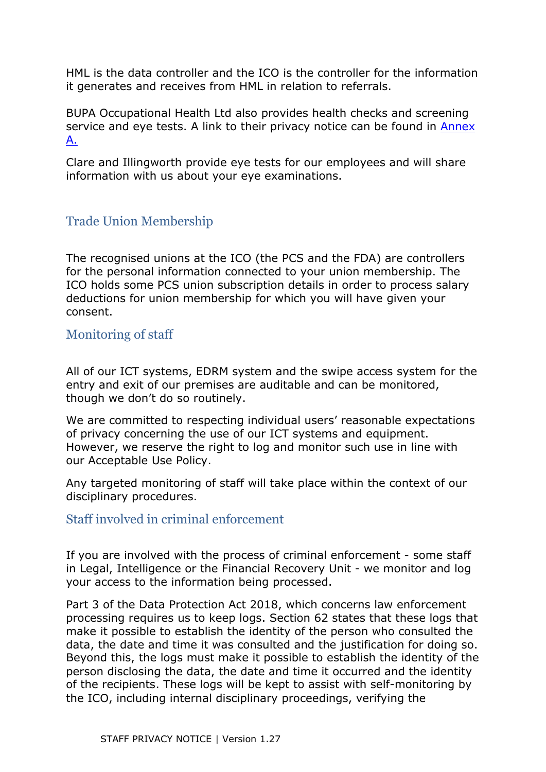HML is the data controller and the ICO is the controller for the information it generates and receives from HML in relation to referrals.

BUPA Occupational Health Ltd also provides health checks and screening service and eye tests. A link to their privacy notice can be found in Annex A.

Clare and Illingworth provide eye tests for our employees and will share information with us about your eye examinations.

## Trade Union Membership

The recognised unions at the ICO (the PCS and the FDA) are controllers for the personal information connected to your union membership. The ICO holds some PCS union subscription details in order to process salary deductions for union membership for which you will have given your consent.

## Monitoring of staff

All of our ICT systems, EDRM system and the swipe access system for the entry and exit of our premises are auditable and can be monitored, though we don't do so routinely.

We are committed to respecting individual users' reasonable expectations of privacy concerning the use of our ICT systems and equipment. However, we reserve the right to log and monitor such use in line with our Acceptable Use Policy.

Any targeted monitoring of staff will take place within the context of our disciplinary procedures.

## Staff involved in criminal enforcement

If you are involved with the process of criminal enforcement - some staff in Legal, Intelligence or the Financial Recovery Unit - we monitor and log your access to the information being processed.

Part 3 of the Data Protection Act 2018, which concerns law enforcement processing requires us to keep logs. Section 62 states that these logs that make it possible to establish the identity of the person who consulted the data, the date and time it was consulted and the justification for doing so. Beyond this, the logs must make it possible to establish the identity of the person disclosing the data, the date and time it occurred and the identity of the recipients. These logs will be kept to assist with self-monitoring by the ICO, including internal disciplinary proceedings, verifying the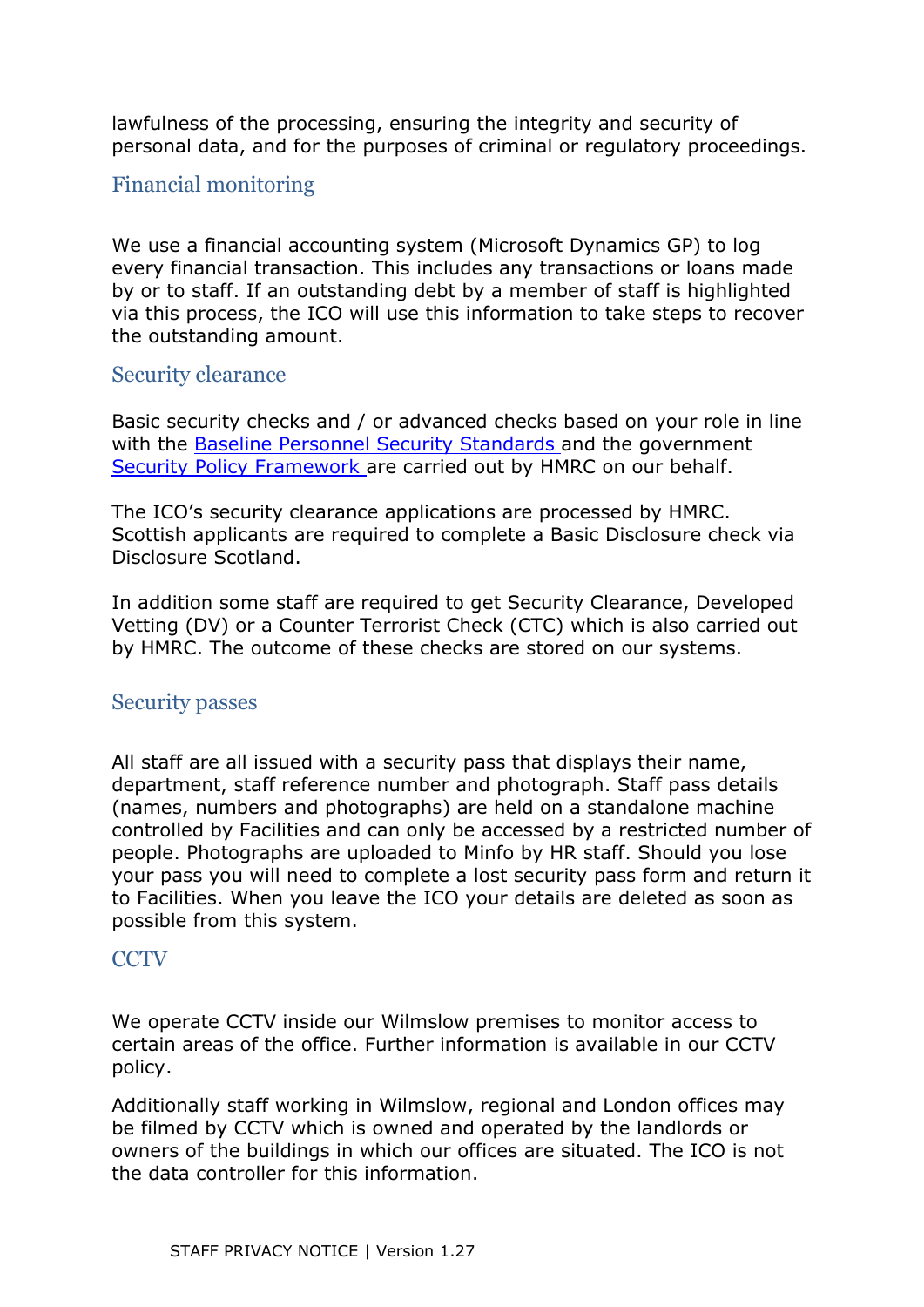lawfulness of the processing, ensuring the integrity and security of personal data, and for the purposes of criminal or regulatory proceedings.

## Financial monitoring

We use a financial accounting system (Microsoft Dynamics GP) to log every financial transaction. This includes any transactions or loans made by or to staff. If an outstanding debt by a member of staff is highlighted via this process, the ICO will use this information to take steps to recover the outstanding amount.

## Security clearance

Basic security checks and / or advanced checks based on your role in line with the Baseline Personnel Security Standards and the government Security Policy Framework are carried out by HMRC on our behalf.

The ICO's security clearance applications are processed by HMRC. Scottish applicants are required to complete a Basic Disclosure check via Disclosure Scotland.

In addition some staff are required to get Security Clearance, Developed Vetting (DV) or a Counter Terrorist Check (CTC) which is also carried out by HMRC. The outcome of these checks are stored on our systems.

## Security passes

All staff are all issued with a security pass that displays their name, department, staff reference number and photograph. Staff pass details (names, numbers and photographs) are held on a standalone machine controlled by Facilities and can only be accessed by a restricted number of people. Photographs are uploaded to Minfo by HR staff. Should you lose your pass you will need to complete a lost security pass form and return it to Facilities. When you leave the ICO your details are deleted as soon as possible from this system.

## CCTV

We operate CCTV inside our Wilmslow premises to monitor access to certain areas of the office. Further information is available in our CCTV policy.

Additionally staff working in Wilmslow, regional and London offices may be filmed by CCTV which is owned and operated by the landlords or owners of the buildings in which our offices are situated. The ICO is not the data controller for this information.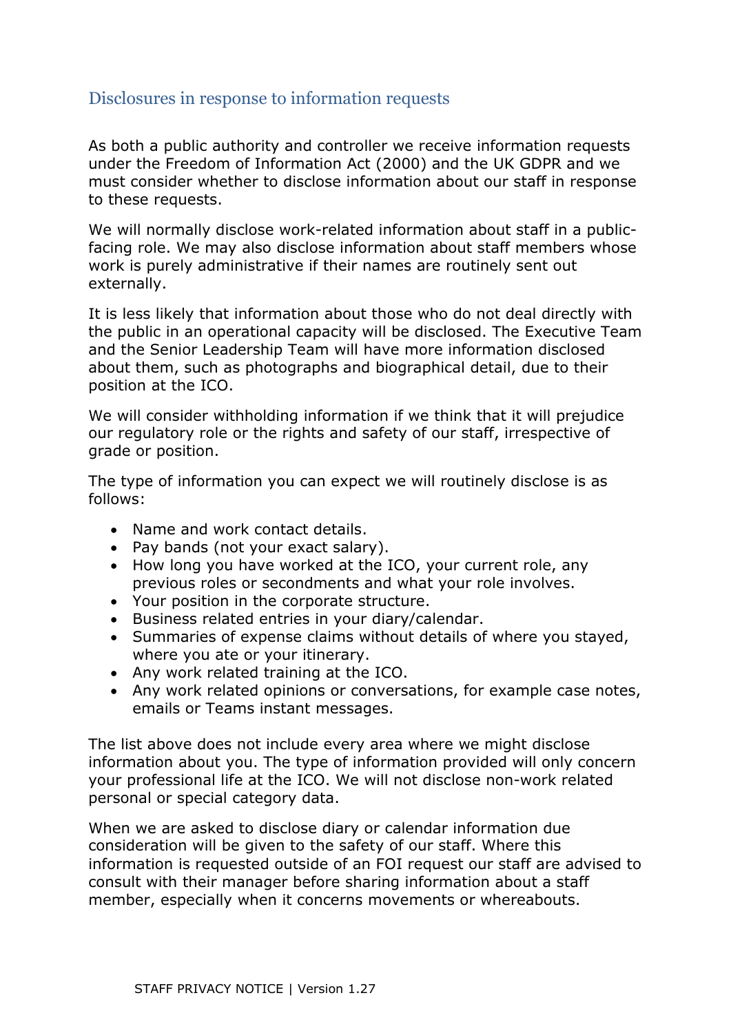## Disclosures in response to information requests

As both a public authority and controller we receive information requests under the Freedom of Information Act (2000) and the UK GDPR and we must consider whether to disclose information about our staff in response to these requests.

We will normally disclose work-related information about staff in a public-facing role. We may also disclose information about staff members whose work is purely administrative if their names are routinely sent out externally.

It is less likely that information about those who do not deal directly with the public in an operational capacity will be disclosed. The Executive Team and the Senior Leadership Team will have more information disclosed about them, such as photographs and biographical detail, due to their position at the ICO.

We will consider withholding information if we think that it will prejudice our regulatory role or the rights and safety of our staff, irrespective of grade or position.

The type of information you can expect we will routinely disclose is as follows:

- Name and work contact details.
- Pay bands (not your exact salary).
- How long you have worked at the ICO, your current role, any previous roles or secondments and what your role involves.
- Your position in the corporate structure.
- Business related entries in your diary/calendar.
- Summaries of expense claims without details of where you stayed, where you ate or your itinerary.
- Any work related training at the ICO.
- Any work related opinions or conversations, for example case notes, emails or Teams instant messages.

The list above does not include every area where we might disclose information about you. The type of information provided will only concern your professional life at the ICO. We will not disclose non-work related personal or special category data.

When we are asked to disclose diary or calendar information due consideration will be given to the safety of our staff. Where this information is requested outside of an FOI request our staff are advised to consult with their manager before sharing information about a staff member, especially when it concerns movements or whereabouts.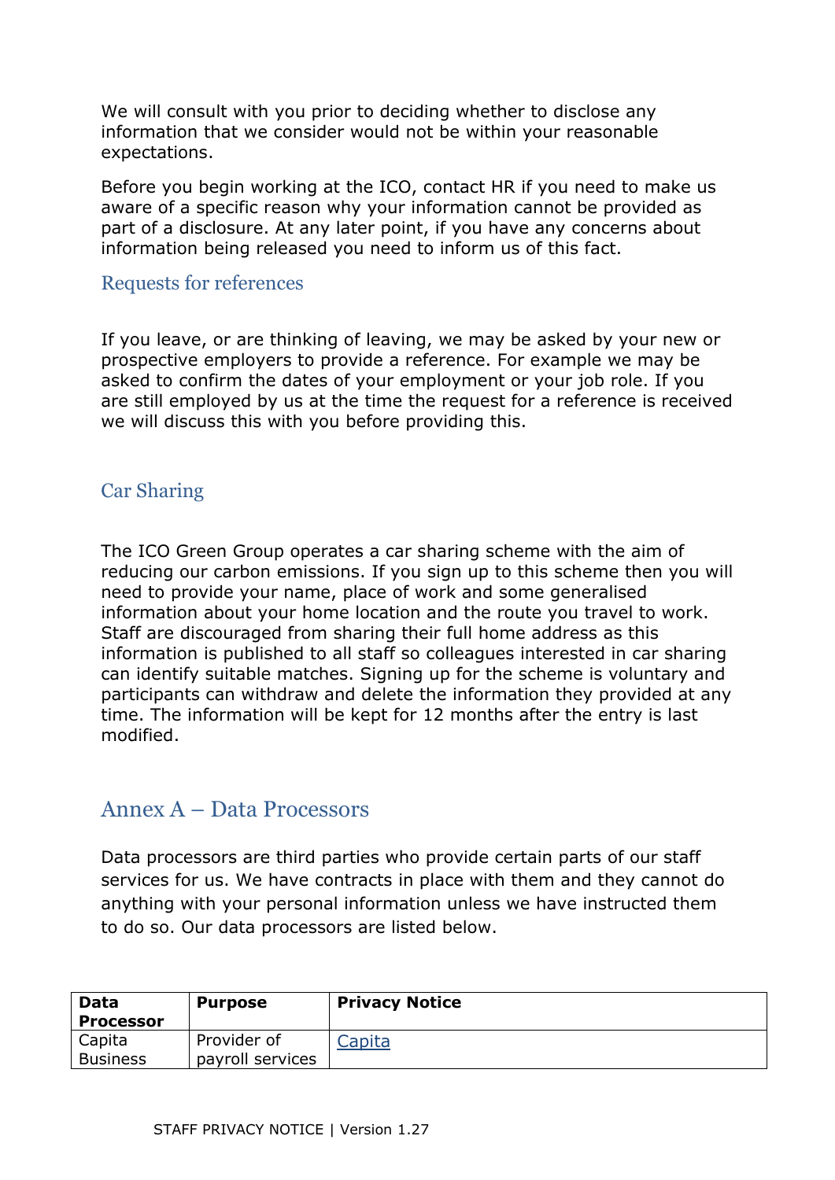We will consult with you prior to deciding whether to disclose any information that we consider would not be within your reasonable expectations.

Before you begin working at the ICO, contact HR if you need to make us aware of a specific reason why your information cannot be provided as part of a disclosure. At any later point, if you have any concerns about information being released you need to inform us of this fact.

### Requests for references

If you leave, or are thinking of leaving, we may be asked by your new or prospective employers to provide a reference. For example we may be asked to confirm the dates of your employment or your job role. If you are still employed by us at the time the request for a reference is received we will discuss this with you before providing this.

### Car Sharing

The ICO Green Group operates a car sharing scheme with the aim of reducing our carbon emissions. If you sign up to this scheme then you will need to provide your name, place of work and some generalised information about your home location and the route you travel to work. Staff are discouraged from sharing their full home address as this information is published to all staff so colleagues interested in car sharing can identify suitable matches. Signing up for the scheme is voluntary and participants can withdraw and delete the information they provided at any time. The information will be kept for 12 months after the entry is last modified.

## Annex A – Data Processors

Data processors are third parties who provide certain parts of our staff services for us. We have contracts in place with them and they cannot do anything with your personal information unless we have instructed them to do so. Our data processors are listed below.

| **Data Processor** | **Purpose** | **Privacy Notice** |
|---|---|---|
| Capita Business | Provider of payroll services | Capita |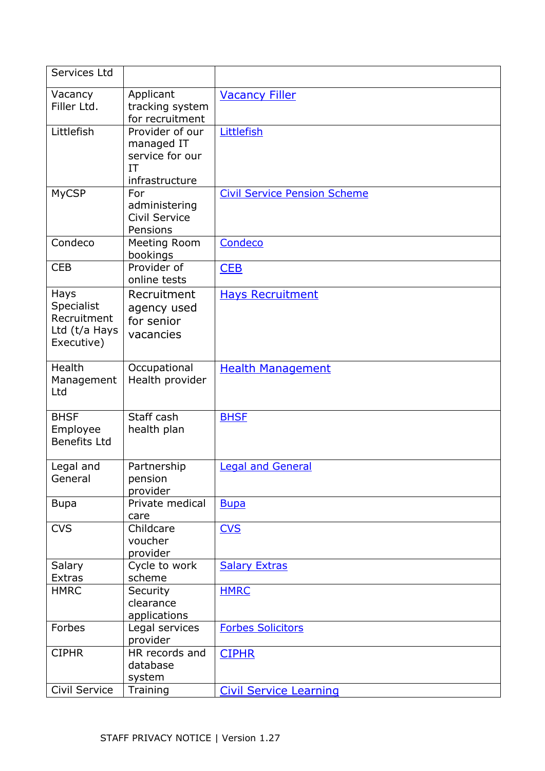| Services Ltd | | |
|---|---|---|
| Vacancy Filler Ltd. | Applicant tracking system for recruitment | [Vacancy Filler] |
| Littlefish | Provider of our managed IT service for our IT infrastructure | [Littlefish] |
| MyCSP | For administering Civil Service Pensions | [Civil Service Pension Scheme] |
| Condeco | Meeting Room bookings | [Condeco] |
| CEB | Provider of online tests | [CEB] |
| Hays Specialist Recruitment Ltd (t/a Hays Executive) | Recruitment agency used for senior vacancies | [Hays Recruitment] |
| Health Management Ltd | Occupational Health provider | [Health Management] |
| BHSF Employee Benefits Ltd | Staff cash health plan | [BHSF] |
| Legal and General | Partnership pension provider | [Legal and General] |
| Bupa | Private medical care | [Bupa] |
| CVS | Childcare voucher provider | [CVS] |
| Salary Extras | Cycle to work scheme | [Salary Extras] |
| HMRC | Security clearance applications | [HMRC] |
| Forbes | Legal services provider | [Forbes Solicitors] |
| CIPHR | HR records and database system | [CIPHR] |
| Civil Service | Training | [Civil Service Learning] |

STAFF PRIVACY NOTICE | Version 1.27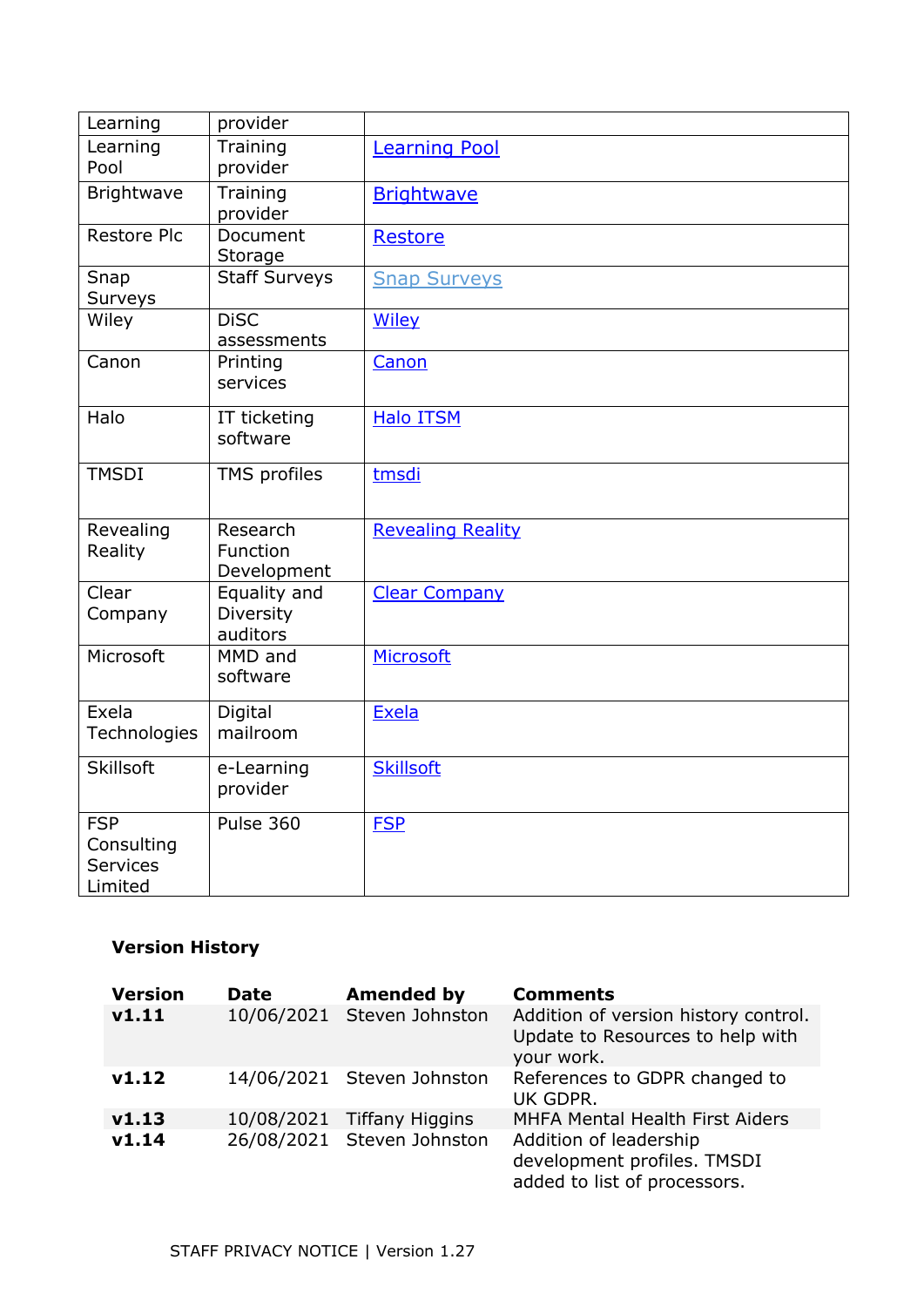| | | |
|---|---|---|
| Learning | provider | |
| Learning Pool | Training provider | Learning Pool |
| Brightwave | Training provider | Brightwave |
| Restore Plc | Document Storage | Restore |
| Snap Surveys | Staff Surveys | Snap Surveys |
| Wiley | DiSC assessments | Wiley |
| Canon | Printing services | Canon |
| Halo | IT ticketing software | Halo ITSM |
| TMSDI | TMS profiles | tmsdi |
| Revealing Reality | Research Function Development | Revealing Reality |
| Clear Company | Equality and Diversity auditors | Clear Company |
| Microsoft | MMD and software | Microsoft |
| Exela Technologies | Digital mailroom | Exela |
| Skillsoft | e-Learning provider | Skillsoft |
| FSP Consulting Services Limited | Pulse 360 | FSP |

**Version History**

| Version | Date | Amended by | Comments |
|---|---|---|---|
| **v1.11** | 10/06/2021 | Steven Johnston | Addition of version history control. Update to Resources to help with your work. |
| **v1.12** | 14/06/2021 | Steven Johnston | References to GDPR changed to UK GDPR. |
| **v1.13** | 10/08/2021 | Tiffany Higgins | MHFA Mental Health First Aiders |
| **v1.14** | 26/08/2021 | Steven Johnston | Addition of leadership development profiles. TMSDI added to list of processors. |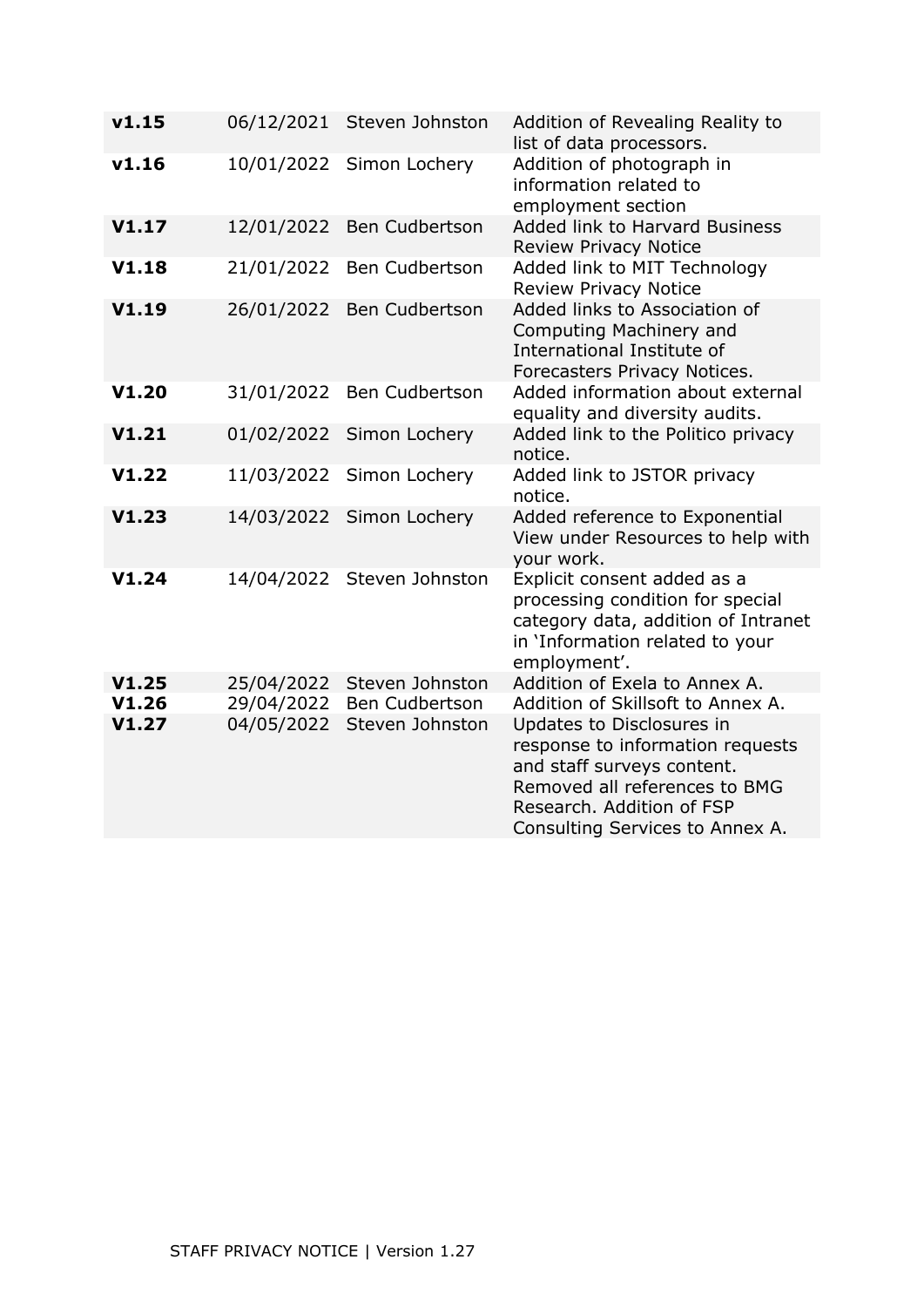| | | | |
|---|---|---|---|
| **v1.15** | 06/12/2021 | Steven Johnston | Addition of Revealing Reality to list of data processors. |
| **v1.16** | 10/01/2022 | Simon Lochery | Addition of photograph in information related to employment section |
| **V1.17** | 12/01/2022 | Ben Cudbertson | Added link to Harvard Business Review Privacy Notice |
| **V1.18** | 21/01/2022 | Ben Cudbertson | Added link to MIT Technology Review Privacy Notice |
| **V1.19** | 26/01/2022 | Ben Cudbertson | Added links to Association of Computing Machinery and International Institute of Forecasters Privacy Notices. |
| **V1.20** | 31/01/2022 | Ben Cudbertson | Added information about external equality and diversity audits. |
| **V1.21** | 01/02/2022 | Simon Lochery | Added link to the Politico privacy notice. |
| **V1.22** | 11/03/2022 | Simon Lochery | Added link to JSTOR privacy notice. |
| **V1.23** | 14/03/2022 | Simon Lochery | Added reference to Exponential View under Resources to help with your work. |
| **V1.24** | 14/04/2022 | Steven Johnston | Explicit consent added as a processing condition for special category data, addition of Intranet in 'Information related to your employment'. |
| **V1.25** | 25/04/2022 | Steven Johnston | Addition of Exela to Annex A. |
| **V1.26** | 29/04/2022 | Ben Cudbertson | Addition of Skillsoft to Annex A. |
| **V1.27** | 04/05/2022 | Steven Johnston | Updates to Disclosures in response to information requests and staff surveys content. Removed all references to BMG Research. Addition of FSP Consulting Services to Annex A. |